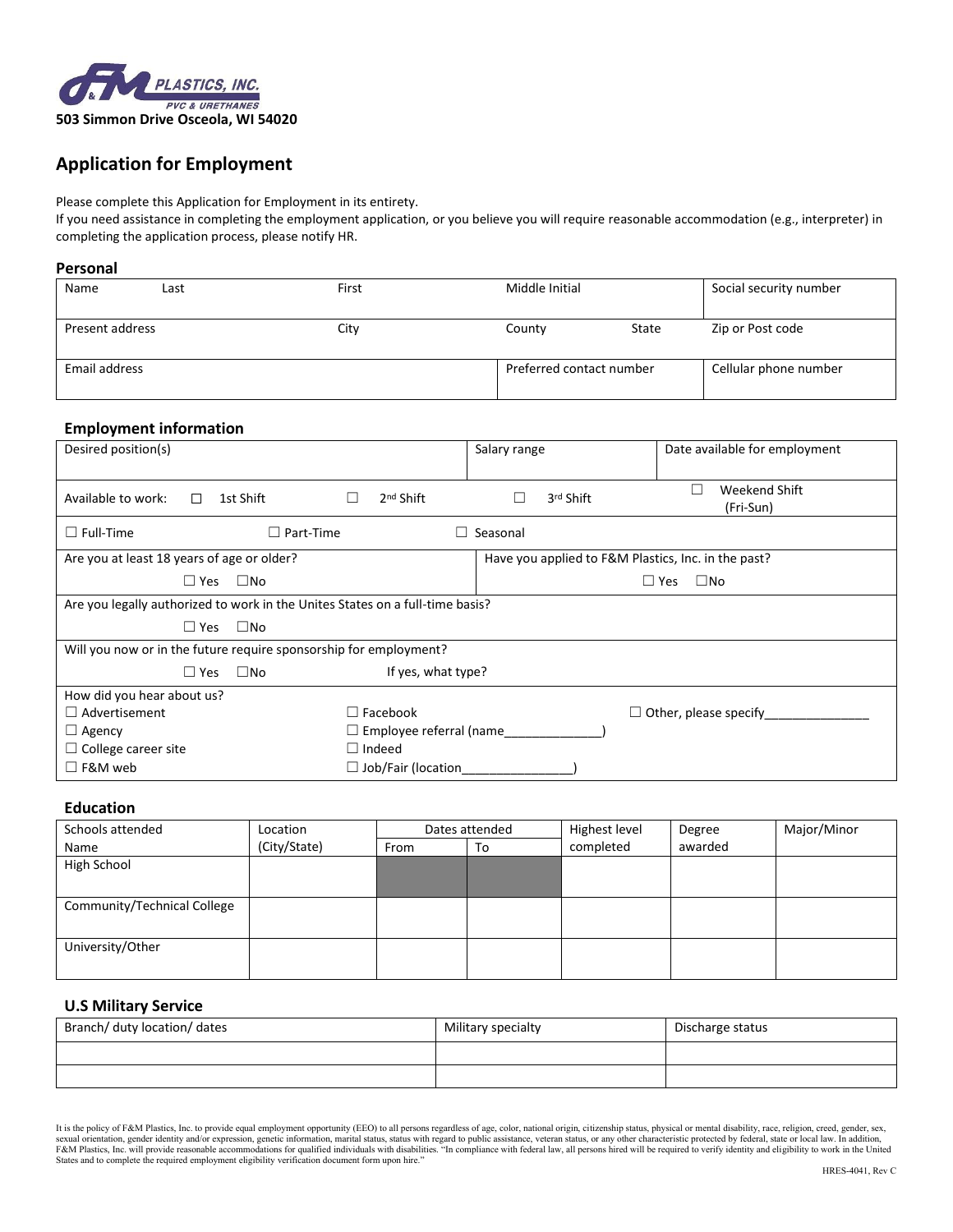F&M PLASTICS, INC.
PVC & URETHANES
**503 Simmon Drive Osceola, WI 54020**

# Application for Employment

Please complete this Application for Employment in its entirety.
If you need assistance in completing the employment application, or you believe you will require reasonable accommodation (e.g., interpreter) in completing the application process, please notify HR.

## Personal

| Name Last | First | Middle Initial | | Social security number |
|---|---|---|---|---|
| Present address | City | County | State | Zip or Post code |
| Email address | | Preferred contact number | | Cellular phone number |

## Employment information

| Desired position(s) | | Salary range | Date available for employment |
|---|---|---|---|
| Available to work: ☐ 1st Shift | ☐ 2nd Shift | ☐ 3rd Shift | ☐ Weekend Shift (Fri-Sun) |
| ☐ Full-Time | ☐ Part-Time | ☐ Seasonal | |
| Are you at least 18 years of age or older? ☐ Yes ☐No | | Have you applied to F&M Plastics, Inc. in the past? ☐ Yes ☐No | |
| Are you legally authorized to work in the Unites States on a full-time basis? ☐ Yes ☐No | | | |
| Will you now or in the future require sponsorship for employment? ☐ Yes ☐No | If yes, what type? | | |

How did you hear about us?

| | | |
|---|---|---|
| ☐ Advertisement | ☐ Facebook | ☐ Other, please specify_______________ |
| ☐ Agency | ☐ Employee referral (name______________) | |
| ☐ College career site | ☐ Indeed | |
| ☐ F&M web | ☐ Job/Fair (location________________) | |

## Education

| Schools attended Name | Location (City/State) | Dates attended | | Highest level completed | Degree awarded | Major/Minor |
|---|---|---|---|---|---|---|
| | | From | To | | | |
| High School | | | | | | |
| Community/Technical College | | | | | | |
| University/Other | | | | | | |

## U.S Military Service

| Branch/ duty location/ dates | Military specialty | Discharge status |
|---|---|---|
| | | |
| | | |

It is the policy of F&M Plastics, Inc. to provide equal employment opportunity (EEO) to all persons regardless of age, color, national origin, citizenship status, physical or mental disability, race, religion, creed, gender, sex, sexual orientation, gender identity and/or expression, genetic information, marital status, status with regard to public assistance, veteran status, or any other characteristic protected by federal, state or local law. In addition, F&M Plastics, Inc. will provide reasonable accommodations for qualified individuals with disabilities. "In compliance with federal law, all persons hired will be required to verify identity and eligibility to work in the United States and to complete the required employment eligibility verification document form upon hire."

HRES-4041, Rev C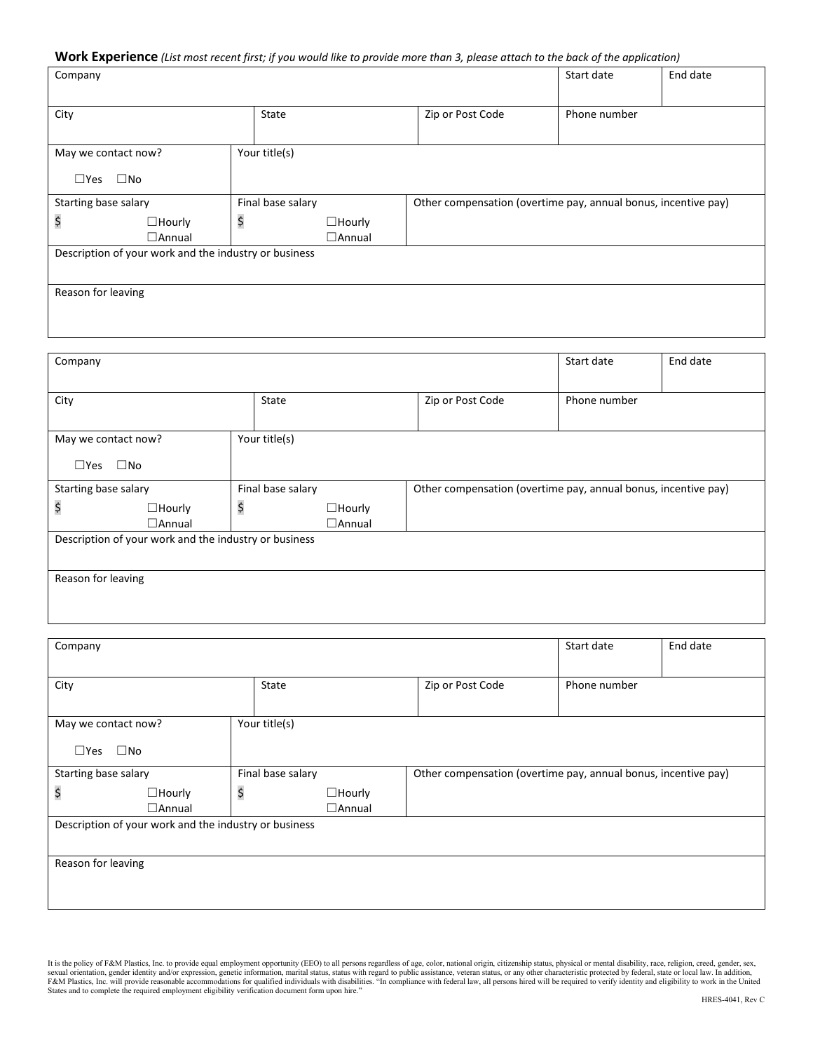**Work Experience** *(List most recent first; if you would like to provide more than 3, please attach to the back of the application)*

| Company | | | | Start date | End date |
|---|---|---|---|---|---|
| City | | State | Zip or Post Code | Phone number | |
| May we contact now?<br>☐Yes ☐No | Your title(s) | | | | |
| Starting base salary<br>$ ☐Hourly ☐Annual | Final base salary<br>$ ☐Hourly ☐Annual | | Other compensation (overtime pay, annual bonus, incentive pay) | | |
| Description of your work and the industry or business | | | | | |
| Reason for leaving | | | | | |

| Company | | | | Start date | End date |
|---|---|---|---|---|---|
| City | | State | Zip or Post Code | Phone number | |
| May we contact now?<br>☐Yes ☐No | Your title(s) | | | | |
| Starting base salary<br>$ ☐Hourly ☐Annual | Final base salary<br>$ ☐Hourly ☐Annual | | Other compensation (overtime pay, annual bonus, incentive pay) | | |
| Description of your work and the industry or business | | | | | |
| Reason for leaving | | | | | |

| Company | | | | Start date | End date |
|---|---|---|---|---|---|
| City | | State | Zip or Post Code | Phone number | |
| May we contact now?<br>☐Yes ☐No | Your title(s) | | | | |
| Starting base salary<br>$ ☐Hourly ☐Annual | Final base salary<br>$ ☐Hourly ☐Annual | | Other compensation (overtime pay, annual bonus, incentive pay) | | |
| Description of your work and the industry or business | | | | | |
| Reason for leaving | | | | | |

It is the policy of F&M Plastics, Inc. to provide equal employment opportunity (EEO) to all persons regardless of age, color, national origin, citizenship status, physical or mental disability, race, religion, creed, gender, sex, sexual orientation, gender identity and/or expression, genetic information, marital status, status with regard to public assistance, veteran status, or any other characteristic protected by federal, state or local law. In addition, F&M Plastics, Inc. will provide reasonable accommodations for qualified individuals with disabilities. "In compliance with federal law, all persons hired will be required to verify identity and eligibility to work in the United States and to complete the required employment eligibility verification document form upon hire."

HRES-4041, Rev C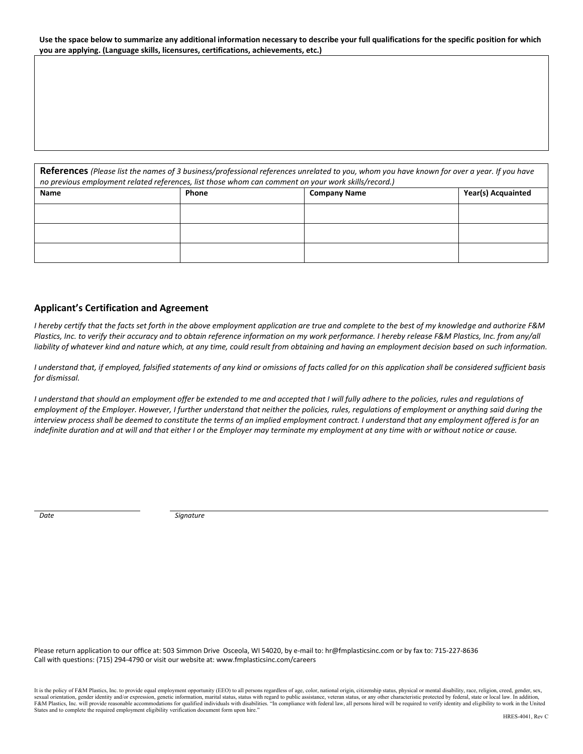**Use the space below to summarize any additional information necessary to describe your full qualifications for the specific position for which you are applying. (Language skills, licensures, certifications, achievements, etc.)**

**References** *(Please list the names of 3 business/professional references unrelated to you, whom you have known for over a year. If you have no previous employment related references, list those whom can comment on your work skills/record.)*

| Name | Phone | Company Name | Year(s) Acquainted |
|---|---|---|---|
| | | | |
| | | | |
| | | | |

## Applicant's Certification and Agreement

*I hereby certify that the facts set forth in the above employment application are true and complete to the best of my knowledge and authorize F&M Plastics, Inc. to verify their accuracy and to obtain reference information on my work performance. I hereby release F&M Plastics, Inc. from any/all liability of whatever kind and nature which, at any time, could result from obtaining and having an employment decision based on such information.*

*I understand that, if employed, falsified statements of any kind or omissions of facts called for on this application shall be considered sufficient basis for dismissal.*

*I understand that should an employment offer be extended to me and accepted that I will fully adhere to the policies, rules and regulations of employment of the Employer. However, I further understand that neither the policies, rules, regulations of employment or anything said during the interview process shall be deemed to constitute the terms of an implied employment contract. I understand that any employment offered is for an indefinite duration and at will and that either I or the Employer may terminate my employment at any time with or without notice or cause.*

*Date*

*Signature*

Please return application to our office at: 503 Simmon Drive Osceola, WI 54020, by e-mail to: hr@fmplasticsinc.com or by fax to: 715-227-8636
Call with questions: (715) 294-4790 or visit our website at: www.fmplasticsinc.com/careers

It is the policy of F&M Plastics, Inc. to provide equal employment opportunity (EEO) to all persons regardless of age, color, national origin, citizenship status, physical or mental disability, race, religion, creed, gender, sex, sexual orientation, gender identity and/or expression, genetic information, marital status, status with regard to public assistance, veteran status, or any other characteristic protected by federal, state or local law. In addition, F&M Plastics, Inc. will provide reasonable accommodations for qualified individuals with disabilities. "In compliance with federal law, all persons hired will be required to verify identity and eligibility to work in the United States and to complete the required employment eligibility verification document form upon hire."

HRES-4041, Rev C